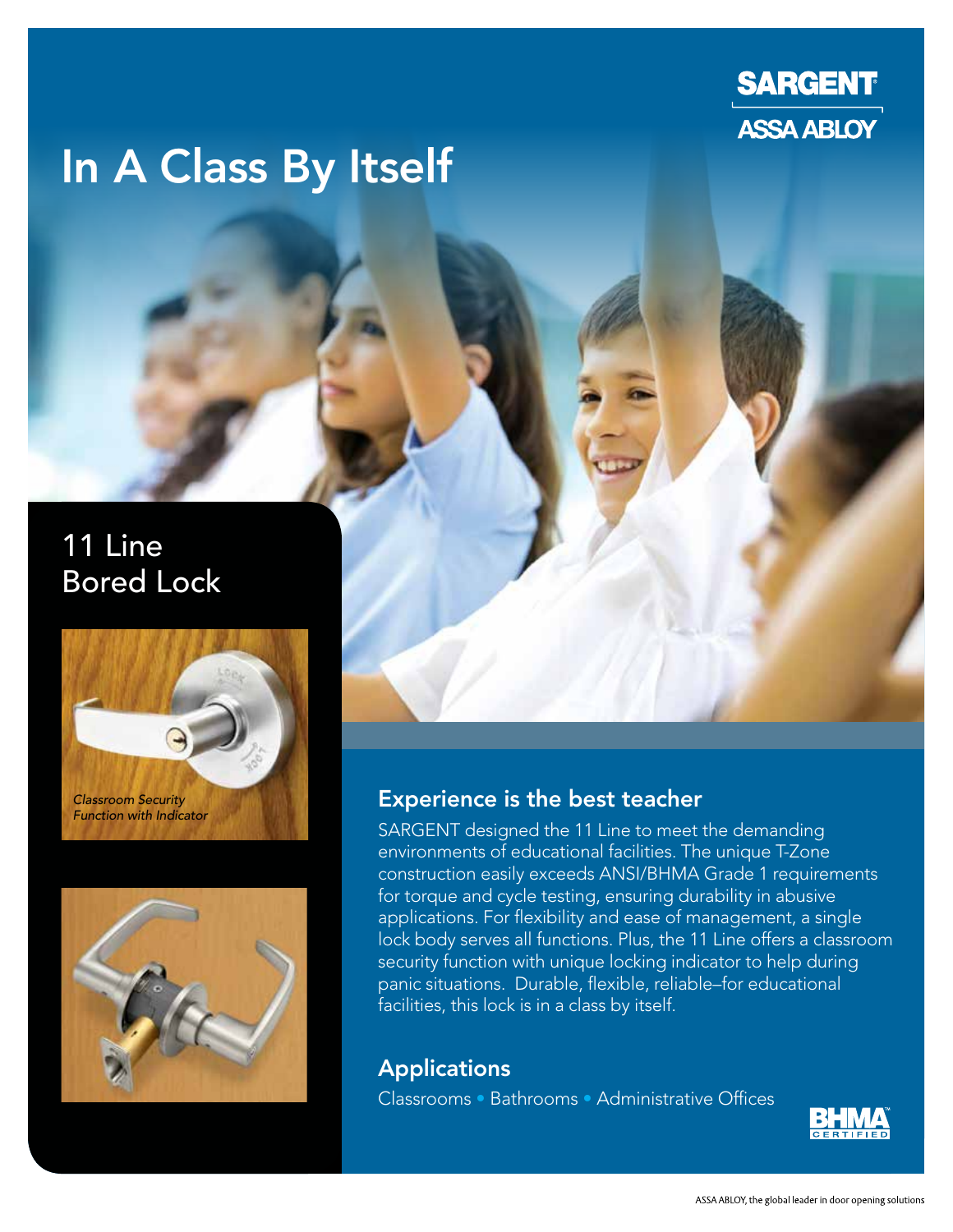SARGENT

ASSA ABLOY

# In A Class By Itself

## 11 Line Bored Lock

*Classroom Security Function with Indicator*

## Experience is the best teacher

SARGENT designed the 11 Line to meet the demanding environments of educational facilities. The unique T-Zone construction easily exceeds ANSI/BHMA Grade 1 requirements for torque and cycle testing, ensuring durability in abusive applications. For flexibility and ease of management, a single lock body serves all functions. Plus, the 11 Line offers a classroom security function with unique locking indicator to help during panic situations. Durable, flexible, reliable–for educational facilities, this lock is in a class by itself.

## Applications

Classrooms • Bathrooms • Administrative Offices

BHMA CERTIFIED

ASSA ABLOY, the global leader in door opening solutions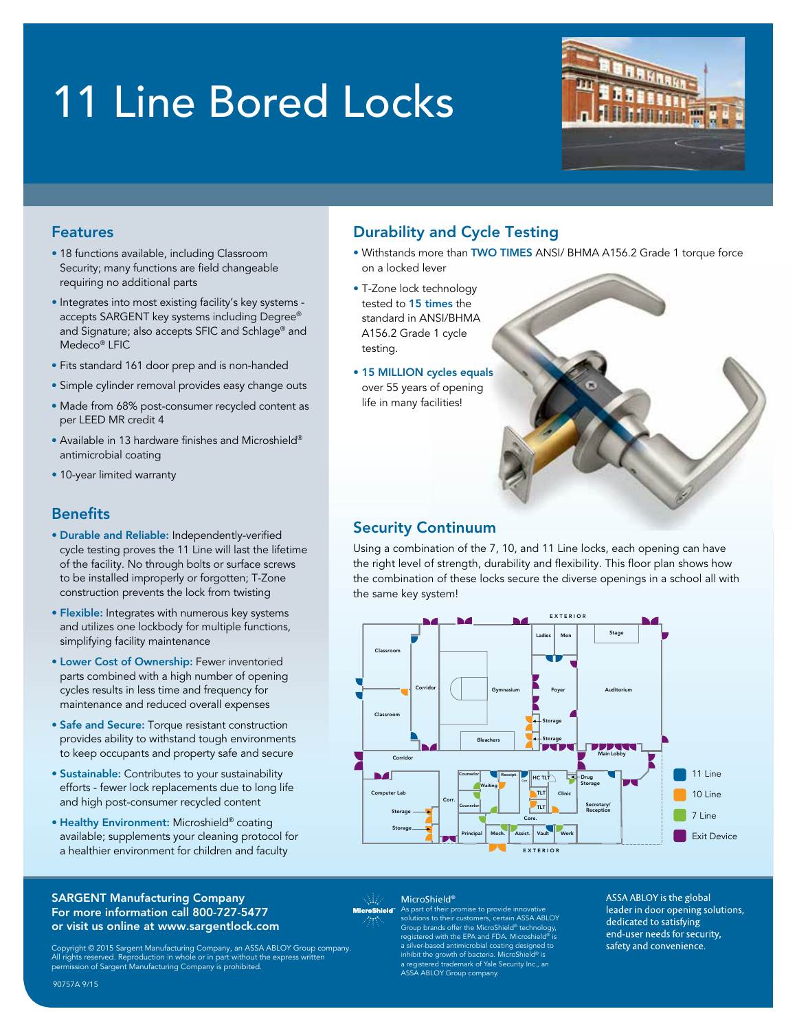# 11 Line Bored Locks

## Features

- 18 functions available, including Classroom Security; many functions are field changeable requiring no additional parts
- Integrates into most existing facility's key systems - accepts SARGENT key systems including Degree® and Signature; also accepts SFIC and Schlage® and Medeco® LFIC
- Fits standard 161 door prep and is non-handed
- Simple cylinder removal provides easy change outs
- Made from 68% post-consumer recycled content as per LEED MR credit 4
- Available in 13 hardware finishes and Microshield® antimicrobial coating
- 10-year limited warranty

## Benefits

- **Durable and Reliable:** Independently-verified cycle testing proves the 11 Line will last the lifetime of the facility. No through bolts or surface screws to be installed improperly or forgotten; T-Zone construction prevents the lock from twisting
- **Flexible:** Integrates with numerous key systems and utilizes one lockbody for multiple functions, simplifying facility maintenance
- **Lower Cost of Ownership:** Fewer inventoried parts combined with a high number of opening cycles results in less time and frequency for maintenance and reduced overall expenses
- **Safe and Secure:** Torque resistant construction provides ability to withstand tough environments to keep occupants and property safe and secure
- **Sustainable:** Contributes to your sustainability efforts - fewer lock replacements due to long life and high post-consumer recycled content
- **Healthy Environment:** Microshield® coating available; supplements your cleaning protocol for a healthier environment for children and faculty

## Durability and Cycle Testing

- Withstands more than **TWO TIMES** ANSI/ BHMA A156.2 Grade 1 torque force on a locked lever
- T-Zone lock technology tested to **15 times** the standard in ANSI/BHMA A156.2 Grade 1 cycle testing.
- **15 MILLION cycles equals** over 55 years of opening life in many facilities!

## Security Continuum

Using a combination of the 7, 10, and 11 Line locks, each opening can have the right level of strength, durability and flexibility. This floor plan shows how the combination of these locks secure the diverse openings in a school all with the same key system!

EXTERIOR

Classroom
Corridor
Classroom
Gymnasium
Bleachers
Ladies
Men
Foyer
Storage
Storage
Stage
Auditorium
Main Lobby
Corridor
Computer Lab
Storage
Storage
Corr.
Counselor
Counselor
Waiting
Receipt.
HC TLT
TLT
TLT
Drug Storage
Clinic
Secretary/ Reception
Core.
Principal
Mech.
Assist.
Vault
Work

EXTERIOR

11 Line
10 Line
7 Line
Exit Device

**SARGENT Manufacturing Company**
**For more information call 800-727-5477**
**or visit us online at www.sargentlock.com**

Copyright © 2015 Sargent Manufacturing Company, an ASSA ABLOY Group company. All rights reserved. Reproduction in whole or in part without the express written permission of Sargent Manufacturing Company is prohibited.

90757A 9/15

MicroShield®
As part of their promise to provide innovative solutions to their customers, certain ASSA ABLOY Group brands offer the MicroShield® technology, registered with the EPA and FDA. Microshield® is a silver-based antimicrobial coating designed to inhibit the growth of bacteria. MicroShield® is a registered trademark of Yale Security Inc., an ASSA ABLOY Group company.

ASSA ABLOY is the global leader in door opening solutions, dedicated to satisfying end-user needs for security, safety and convenience.